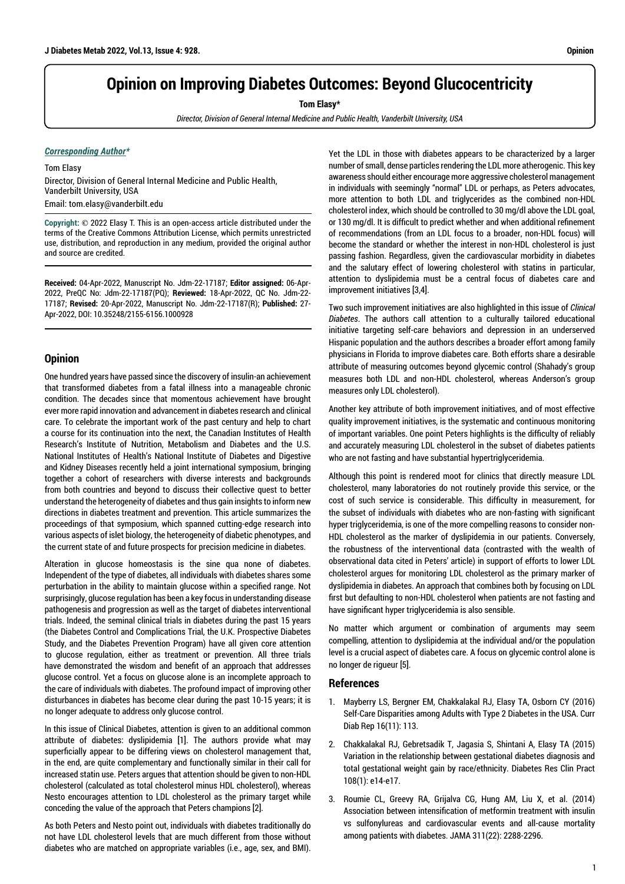# Opinion on Improving Diabetes Outcomes: Beyond Glucocentricity

**Tom Elasy***

*Director, Division of General Internal Medicine and Public Health, Vanderbilt University, USA*

***Corresponding Author****

Tom Elasy

Director, Division of General Internal Medicine and Public Health, Vanderbilt University, USA

Email: tom.elasy@vanderbilt.edu

**Copyright:** © 2022 Elasy T. This is an open-access article distributed under the terms of the Creative Commons Attribution License, which permits unrestricted use, distribution, and reproduction in any medium, provided the original author and source are credited.

**Received:** 04-Apr-2022, Manuscript No. Jdm-22-17187; **Editor assigned:** 06-Apr-2022, PreQC No: Jdm-22-17187(PQ); **Reviewed:** 18-Apr-2022, QC No. Jdm-22-17187; **Revised:** 20-Apr-2022, Manuscript No. Jdm-22-17187(R); **Published:** 27-Apr-2022, DOI: 10.35248/2155-6156.1000928

## Opinion

One hundred years have passed since the discovery of insulin-an achievement that transformed diabetes from a fatal illness into a manageable chronic condition. The decades since that momentous achievement have brought ever more rapid innovation and advancement in diabetes research and clinical care. To celebrate the important work of the past century and help to chart a course for its continuation into the next, the Canadian Institutes of Health Research's Institute of Nutrition, Metabolism and Diabetes and the U.S. National Institutes of Health's National Institute of Diabetes and Digestive and Kidney Diseases recently held a joint international symposium, bringing together a cohort of researchers with diverse interests and backgrounds from both countries and beyond to discuss their collective quest to better understand the heterogeneity of diabetes and thus gain insights to inform new directions in diabetes treatment and prevention. This article summarizes the proceedings of that symposium, which spanned cutting-edge research into various aspects of islet biology, the heterogeneity of diabetic phenotypes, and the current state of and future prospects for precision medicine in diabetes.

Alteration in glucose homeostasis is the sine qua none of diabetes. Independent of the type of diabetes, all individuals with diabetes shares some perturbation in the ability to maintain glucose within a specified range. Not surprisingly, glucose regulation has been a key focus in understanding disease pathogenesis and progression as well as the target of diabetes interventional trials. Indeed, the seminal clinical trials in diabetes during the past 15 years (the Diabetes Control and Complications Trial, the U.K. Prospective Diabetes Study, and the Diabetes Prevention Program) have all given core attention to glucose regulation, either as treatment or prevention. All three trials have demonstrated the wisdom and benefit of an approach that addresses glucose control. Yet a focus on glucose alone is an incomplete approach to the care of individuals with diabetes. The profound impact of improving other disturbances in diabetes has become clear during the past 10-15 years; it is no longer adequate to address only glucose control.

In this issue of Clinical Diabetes, attention is given to an additional common attribute of diabetes: dyslipidemia [1]. The authors provide what may superficially appear to be differing views on cholesterol management that, in the end, are quite complementary and functionally similar in their call for increased statin use. Peters argues that attention should be given to non-HDL cholesterol (calculated as total cholesterol minus HDL cholesterol), whereas Nesto encourages attention to LDL cholesterol as the primary target while conceding the value of the approach that Peters champions [2].

As both Peters and Nesto point out, individuals with diabetes traditionally do not have LDL cholesterol levels that are much different from those without diabetes who are matched on appropriate variables (i.e., age, sex, and BMI). Yet the LDL in those with diabetes appears to be characterized by a larger number of small, dense particles rendering the LDL more atherogenic. This key awareness should either encourage more aggressive cholesterol management in individuals with seemingly "normal" LDL or perhaps, as Peters advocates, more attention to both LDL and triglycerides as the combined non-HDL cholesterol index, which should be controlled to 30 mg/dl above the LDL goal, or 130 mg/dl. It is difficult to predict whether and when additional refinement of recommendations (from an LDL focus to a broader, non-HDL focus) will become the standard or whether the interest in non-HDL cholesterol is just passing fashion. Regardless, given the cardiovascular morbidity in diabetes and the salutary effect of lowering cholesterol with statins in particular, attention to dyslipidemia must be a central focus of diabetes care and improvement initiatives [3,4].

Two such improvement initiatives are also highlighted in this issue of *Clinical Diabetes*. The authors call attention to a culturally tailored educational initiative targeting self-care behaviors and depression in an underserved Hispanic population and the authors describes a broader effort among family physicians in Florida to improve diabetes care. Both efforts share a desirable attribute of measuring outcomes beyond glycemic control (Shahady's group measures both LDL and non-HDL cholesterol, whereas Anderson's group measures only LDL cholesterol).

Another key attribute of both improvement initiatives, and of most effective quality improvement initiatives, is the systematic and continuous monitoring of important variables. One point Peters highlights is the difficulty of reliably and accurately measuring LDL cholesterol in the subset of diabetes patients who are not fasting and have substantial hypertriglyceridemia.

Although this point is rendered moot for clinics that directly measure LDL cholesterol, many laboratories do not routinely provide this service, or the cost of such service is considerable. This difficulty in measurement, for the subset of individuals with diabetes who are non-fasting with significant hyper triglyceridemia, is one of the more compelling reasons to consider non-HDL cholesterol as the marker of dyslipidemia in our patients. Conversely, the robustness of the interventional data (contrasted with the wealth of observational data cited in Peters' article) in support of efforts to lower LDL cholesterol argues for monitoring LDL cholesterol as the primary marker of dyslipidemia in diabetes. An approach that combines both by focusing on LDL first but defaulting to non-HDL cholesterol when patients are not fasting and have significant hyper triglyceridemia is also sensible.

No matter which argument or combination of arguments may seem compelling, attention to dyslipidemia at the individual and/or the population level is a crucial aspect of diabetes care. A focus on glycemic control alone is no longer de rigueur [5].

## References

1. Mayberry LS, Bergner EM, Chakkalakal RJ, Elasy TA, Osborn CY (2016) Self-Care Disparities among Adults with Type 2 Diabetes in the USA. Curr Diab Rep 16(11): 113.
2. Chakkalakal RJ, Gebretsadik T, Jagasia S, Shintani A, Elasy TA (2015) Variation in the relationship between gestational diabetes diagnosis and total gestational weight gain by race/ethnicity. Diabetes Res Clin Pract 108(1): e14-e17.
3. Roumie CL, Greevy RA, Grijalva CG, Hung AM, Liu X, et al. (2014) Association between intensification of metformin treatment with insulin vs sulfonylureas and cardiovascular events and all-cause mortality among patients with diabetes. JAMA 311(22): 2288-2296.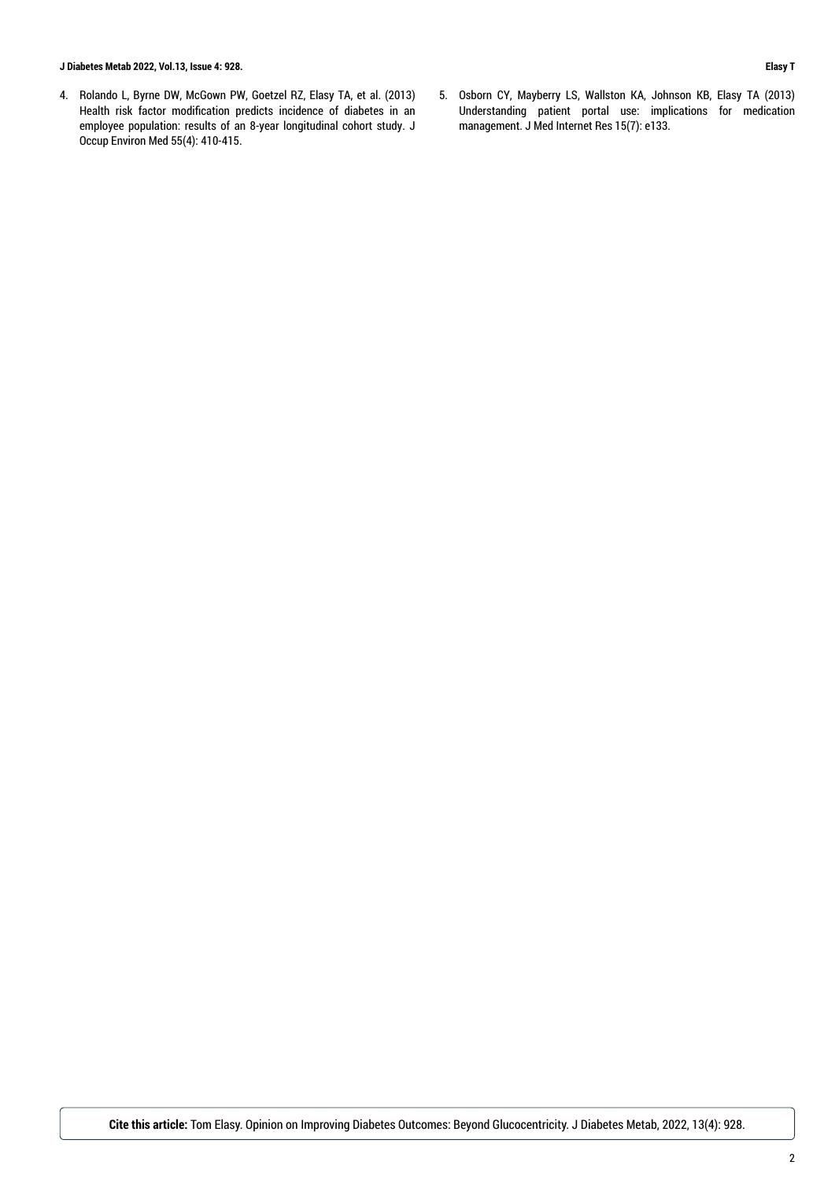4. Rolando L, Byrne DW, McGown PW, Goetzel RZ, Elasy TA, et al. (2013) Health risk factor modification predicts incidence of diabetes in an employee population: results of an 8-year longitudinal cohort study. J Occup Environ Med 55(4): 410-415.

5. Osborn CY, Mayberry LS, Wallston KA, Johnson KB, Elasy TA (2013) Understanding patient portal use: implications for medication management. J Med Internet Res 15(7): e133.

**Cite this article:** Tom Elasy. Opinion on Improving Diabetes Outcomes: Beyond Glucocentricity. J Diabetes Metab, 2022, 13(4): 928.